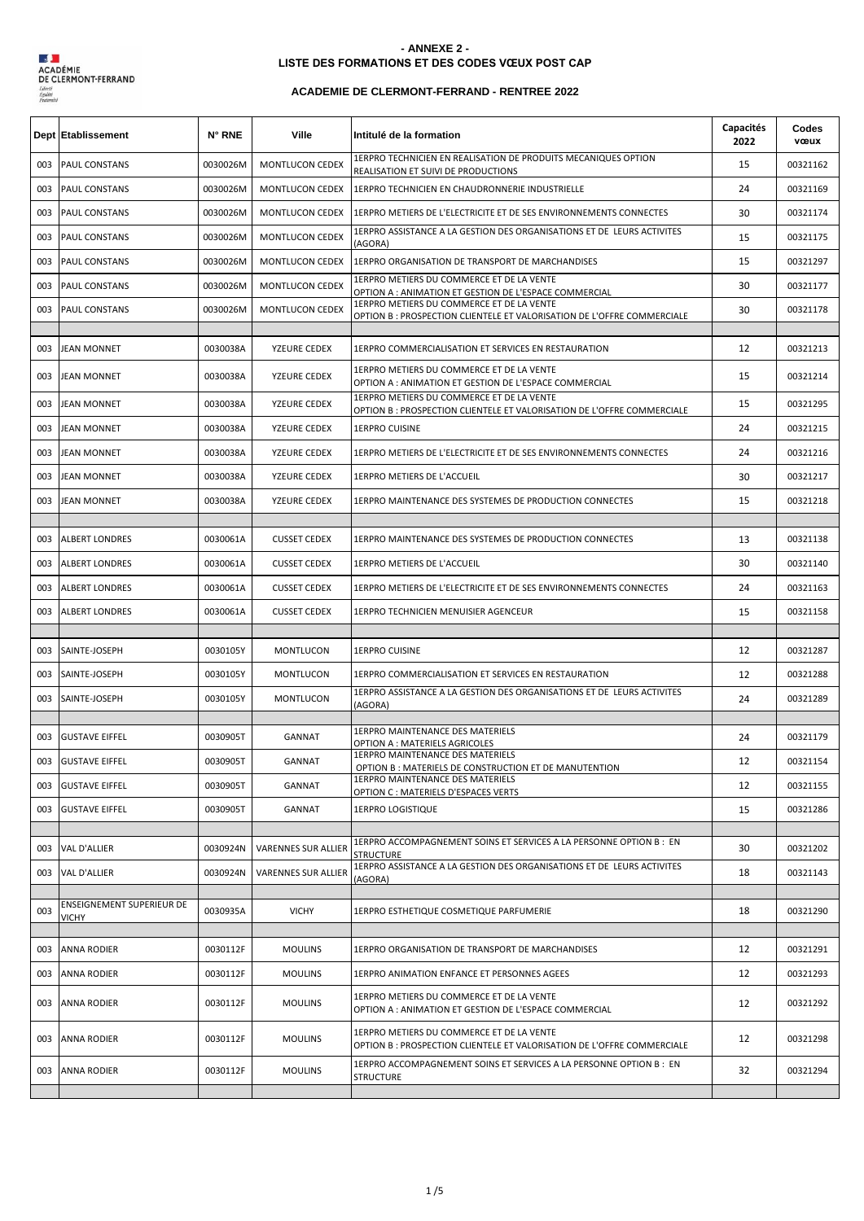# - ANNEXE 2 -
# LISTE DES FORMATIONS ET DES CODES VŒUX POST CAP

## ACADEMIE DE CLERMONT-FERRAND - RENTREE 2022

| Dept | Etablissement | N° RNE | Ville | Intitulé de la formation | Capacités 2022 | Codes vœux |
|---|---|---|---|---|---|---|
| 003 | PAUL CONSTANS | 0030026M | MONTLUCON CEDEX | 1ERPRO TECHNICIEN EN REALISATION DE PRODUITS MECANIQUES OPTION REALISATION ET SUIVI DE PRODUCTIONS | 15 | 00321162 |
| 003 | PAUL CONSTANS | 0030026M | MONTLUCON CEDEX | 1ERPRO TECHNICIEN EN CHAUDRONNERIE INDUSTRIELLE | 24 | 00321169 |
| 003 | PAUL CONSTANS | 0030026M | MONTLUCON CEDEX | 1ERPRO METIERS DE L'ELECTRICITE ET DE SES ENVIRONNEMENTS CONNECTES | 30 | 00321174 |
| 003 | PAUL CONSTANS | 0030026M | MONTLUCON CEDEX | 1ERPRO ASSISTANCE A LA GESTION DES ORGANISATIONS ET DE LEURS ACTIVITES (AGORA) | 15 | 00321175 |
| 003 | PAUL CONSTANS | 0030026M | MONTLUCON CEDEX | 1ERPRO ORGANISATION DE TRANSPORT DE MARCHANDISES | 15 | 00321297 |
| 003 | PAUL CONSTANS | 0030026M | MONTLUCON CEDEX | 1ERPRO METIERS DU COMMERCE ET DE LA VENTE OPTION A : ANIMATION ET GESTION DE L'ESPACE COMMERCIAL | 30 | 00321177 |
| 003 | PAUL CONSTANS | 0030026M | MONTLUCON CEDEX | 1ERPRO METIERS DU COMMERCE ET DE LA VENTE OPTION B : PROSPECTION CLIENTELE ET VALORISATION DE L'OFFRE COMMERCIALE | 30 | 00321178 |
| | | | | | | |
| 003 | JEAN MONNET | 0030038A | YZEURE CEDEX | 1ERPRO COMMERCIALISATION ET SERVICES EN RESTAURATION | 12 | 00321213 |
| 003 | JEAN MONNET | 0030038A | YZEURE CEDEX | 1ERPRO METIERS DU COMMERCE ET DE LA VENTE OPTION A : ANIMATION ET GESTION DE L'ESPACE COMMERCIAL | 15 | 00321214 |
| 003 | JEAN MONNET | 0030038A | YZEURE CEDEX | 1ERPRO METIERS DU COMMERCE ET DE LA VENTE OPTION B : PROSPECTION CLIENTELE ET VALORISATION DE L'OFFRE COMMERCIALE | 15 | 00321295 |
| 003 | JEAN MONNET | 0030038A | YZEURE CEDEX | 1ERPRO CUISINE | 24 | 00321215 |
| 003 | JEAN MONNET | 0030038A | YZEURE CEDEX | 1ERPRO METIERS DE L'ELECTRICITE ET DE SES ENVIRONNEMENTS CONNECTES | 24 | 00321216 |
| 003 | JEAN MONNET | 0030038A | YZEURE CEDEX | 1ERPRO METIERS DE L'ACCUEIL | 30 | 00321217 |
| 003 | JEAN MONNET | 0030038A | YZEURE CEDEX | 1ERPRO MAINTENANCE DES SYSTEMES DE PRODUCTION CONNECTES | 15 | 00321218 |
| | | | | | | |
| 003 | ALBERT LONDRES | 0030061A | CUSSET CEDEX | 1ERPRO MAINTENANCE DES SYSTEMES DE PRODUCTION CONNECTES | 13 | 00321138 |
| 003 | ALBERT LONDRES | 0030061A | CUSSET CEDEX | 1ERPRO METIERS DE L'ACCUEIL | 30 | 00321140 |
| 003 | ALBERT LONDRES | 0030061A | CUSSET CEDEX | 1ERPRO METIERS DE L'ELECTRICITE ET DE SES ENVIRONNEMENTS CONNECTES | 24 | 00321163 |
| 003 | ALBERT LONDRES | 0030061A | CUSSET CEDEX | 1ERPRO TECHNICIEN MENUISIER AGENCEUR | 15 | 00321158 |
| | | | | | | |
| 003 | SAINTE-JOSEPH | 0030105Y | MONTLUCON | 1ERPRO CUISINE | 12 | 00321287 |
| 003 | SAINTE-JOSEPH | 0030105Y | MONTLUCON | 1ERPRO COMMERCIALISATION ET SERVICES EN RESTAURATION | 12 | 00321288 |
| 003 | SAINTE-JOSEPH | 0030105Y | MONTLUCON | 1ERPRO ASSISTANCE A LA GESTION DES ORGANISATIONS ET DE LEURS ACTIVITES (AGORA) | 24 | 00321289 |
| | | | | | | |
| 003 | GUSTAVE EIFFEL | 0030905T | GANNAT | 1ERPRO MAINTENANCE DES MATERIELS OPTION A : MATERIELS AGRICOLES | 24 | 00321179 |
| 003 | GUSTAVE EIFFEL | 0030905T | GANNAT | 1ERPRO MAINTENANCE DES MATERIELS OPTION B : MATERIELS DE CONSTRUCTION ET DE MANUTENTION | 12 | 00321154 |
| 003 | GUSTAVE EIFFEL | 0030905T | GANNAT | 1ERPRO MAINTENANCE DES MATERIELS OPTION C : MATERIELS D'ESPACES VERTS | 12 | 00321155 |
| 003 | GUSTAVE EIFFEL | 0030905T | GANNAT | 1ERPRO LOGISTIQUE | 15 | 00321286 |
| | | | | | | |
| 003 | VAL D'ALLIER | 0030924N | VARENNES SUR ALLIER | 1ERPRO ACCOMPAGNEMENT SOINS ET SERVICES A LA PERSONNE OPTION B : EN STRUCTURE | 30 | 00321202 |
| 003 | VAL D'ALLIER | 0030924N | VARENNES SUR ALLIER | 1ERPRO ASSISTANCE A LA GESTION DES ORGANISATIONS ET DE LEURS ACTIVITES (AGORA) | 18 | 00321143 |
| | | | | | | |
| 003 | ENSEIGNEMENT SUPERIEUR DE VICHY | 0030935A | VICHY | 1ERPRO ESTHETIQUE COSMETIQUE PARFUMERIE | 18 | 00321290 |
| | | | | | | |
| 003 | ANNA RODIER | 0030112F | MOULINS | 1ERPRO ORGANISATION DE TRANSPORT DE MARCHANDISES | 12 | 00321291 |
| 003 | ANNA RODIER | 0030112F | MOULINS | 1ERPRO ANIMATION ENFANCE ET PERSONNES AGEES | 12 | 00321293 |
| 003 | ANNA RODIER | 0030112F | MOULINS | 1ERPRO METIERS DU COMMERCE ET DE LA VENTE OPTION A : ANIMATION ET GESTION DE L'ESPACE COMMERCIAL | 12 | 00321292 |
| 003 | ANNA RODIER | 0030112F | MOULINS | 1ERPRO METIERS DU COMMERCE ET DE LA VENTE OPTION B : PROSPECTION CLIENTELE ET VALORISATION DE L'OFFRE COMMERCIALE | 12 | 00321298 |
| 003 | ANNA RODIER | 0030112F | MOULINS | 1ERPRO ACCOMPAGNEMENT SOINS ET SERVICES A LA PERSONNE OPTION B : EN STRUCTURE | 32 | 00321294 |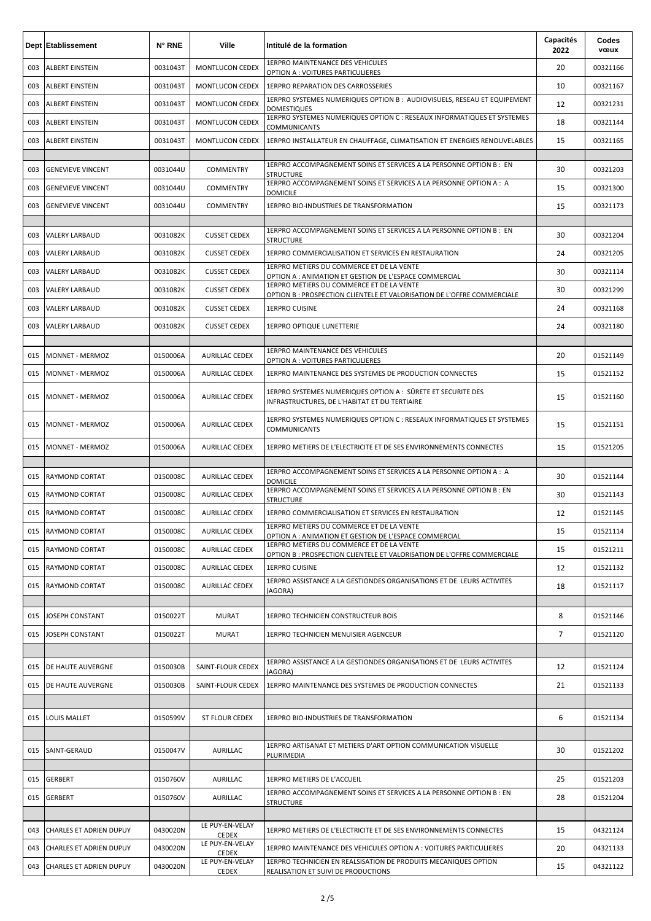| Dept | Etablissement | N° RNE | Ville | Intitulé de la formation | Capacités 2022 | Codes vœux |
|---|---|---|---|---|---|---|
| 003 | ALBERT EINSTEIN | 0031043T | MONTLUCON CEDEX | 1ERPRO MAINTENANCE DES VEHICULES OPTION A : VOITURES PARTICULIERES | 20 | 00321166 |
| 003 | ALBERT EINSTEIN | 0031043T | MONTLUCON CEDEX | 1ERPRO REPARATION DES CARROSSERIES | 10 | 00321167 |
| 003 | ALBERT EINSTEIN | 0031043T | MONTLUCON CEDEX | 1ERPRO SYSTEMES NUMERIQUES OPTION B : AUDIOVISUELS, RESEAU ET EQUIPEMENT DOMESTIQUES | 12 | 00321231 |
| 003 | ALBERT EINSTEIN | 0031043T | MONTLUCON CEDEX | 1ERPRO SYSTEMES NUMERIQUES OPTION C : RESEAUX INFORMATIQUES ET SYSTEMES COMMUNICANTS | 18 | 00321144 |
| 003 | ALBERT EINSTEIN | 0031043T | MONTLUCON CEDEX | 1ERPRO INSTALLATEUR EN CHAUFFAGE, CLIMATISATION ET ENERGIES RENOUVELABLES | 15 | 00321165 |
| | | | | | | |
| 003 | GENEVIEVE VINCENT | 0031044U | COMMENTRY | 1ERPRO ACCOMPAGNEMENT SOINS ET SERVICES A LA PERSONNE OPTION B : EN STRUCTURE | 30 | 00321203 |
| 003 | GENEVIEVE VINCENT | 0031044U | COMMENTRY | 1ERPRO ACCOMPAGNEMENT SOINS ET SERVICES A LA PERSONNE OPTION A : A DOMICILE | 15 | 00321300 |
| 003 | GENEVIEVE VINCENT | 0031044U | COMMENTRY | 1ERPRO BIO-INDUSTRIES DE TRANSFORMATION | 15 | 00321173 |
| | | | | | | |
| 003 | VALERY LARBAUD | 0031082K | CUSSET CEDEX | 1ERPRO ACCOMPAGNEMENT SOINS ET SERVICES A LA PERSONNE OPTION B : EN STRUCTURE | 30 | 00321204 |
| 003 | VALERY LARBAUD | 0031082K | CUSSET CEDEX | 1ERPRO COMMERCIALISATION ET SERVICES EN RESTAURATION | 24 | 00321205 |
| 003 | VALERY LARBAUD | 0031082K | CUSSET CEDEX | 1ERPRO METIERS DU COMMERCE ET DE LA VENTE OPTION A : ANIMATION ET GESTION DE L'ESPACE COMMERCIAL | 30 | 00321114 |
| 003 | VALERY LARBAUD | 0031082K | CUSSET CEDEX | 1ERPRO METIERS DU COMMERCE ET DE LA VENTE OPTION B : PROSPECTION CLIENTELE ET VALORISATION DE L'OFFRE COMMERCIALE | 30 | 00321299 |
| 003 | VALERY LARBAUD | 0031082K | CUSSET CEDEX | 1ERPRO CUISINE | 24 | 00321168 |
| 003 | VALERY LARBAUD | 0031082K | CUSSET CEDEX | 1ERPRO OPTIQUE LUNETTERIE | 24 | 00321180 |
| | | | | | | |
| 015 | MONNET - MERMOZ | 0150006A | AURILLAC CEDEX | 1ERPRO MAINTENANCE DES VEHICULES OPTION A : VOITURES PARTICULIERES | 20 | 01521149 |
| 015 | MONNET - MERMOZ | 0150006A | AURILLAC CEDEX | 1ERPRO MAINTENANCE DES SYSTEMES DE PRODUCTION CONNECTES | 15 | 01521152 |
| 015 | MONNET - MERMOZ | 0150006A | AURILLAC CEDEX | 1ERPRO SYSTEMES NUMERIQUES OPTION A : SÛRETE ET SECURITE DES INFRASTRUCTURES, DE L'HABITAT ET DU TERTIAIRE | 15 | 01521160 |
| 015 | MONNET - MERMOZ | 0150006A | AURILLAC CEDEX | 1ERPRO SYSTEMES NUMERIQUES OPTION C : RESEAUX INFORMATIQUES ET SYSTEMES COMMUNICANTS | 15 | 01521151 |
| 015 | MONNET - MERMOZ | 0150006A | AURILLAC CEDEX | 1ERPRO METIERS DE L'ELECTRICITE ET DE SES ENVIRONNEMENTS CONNECTES | 15 | 01521205 |
| | | | | | | |
| 015 | RAYMOND CORTAT | 0150008C | AURILLAC CEDEX | 1ERPRO ACCOMPAGNEMENT SOINS ET SERVICES A LA PERSONNE OPTION A : A DOMICILE | 30 | 01521144 |
| 015 | RAYMOND CORTAT | 0150008C | AURILLAC CEDEX | 1ERPRO ACCOMPAGNEMENT SOINS ET SERVICES A LA PERSONNE OPTION B : EN STRUCTURE | 30 | 01521143 |
| 015 | RAYMOND CORTAT | 0150008C | AURILLAC CEDEX | 1ERPRO COMMERCIALISATION ET SERVICES EN RESTAURATION | 12 | 01521145 |
| 015 | RAYMOND CORTAT | 0150008C | AURILLAC CEDEX | 1ERPRO METIERS DU COMMERCE ET DE LA VENTE OPTION A : ANIMATION ET GESTION DE L'ESPACE COMMERCIAL | 15 | 01521114 |
| 015 | RAYMOND CORTAT | 0150008C | AURILLAC CEDEX | 1ERPRO METIERS DU COMMERCE ET DE LA VENTE OPTION B : PROSPECTION CLIENTELE ET VALORISATION DE L'OFFRE COMMERCIALE | 15 | 01521211 |
| 015 | RAYMOND CORTAT | 0150008C | AURILLAC CEDEX | 1ERPRO CUISINE | 12 | 01521132 |
| 015 | RAYMOND CORTAT | 0150008C | AURILLAC CEDEX | 1ERPRO ASSISTANCE A LA GESTIONDES ORGANISATIONS ET DE LEURS ACTIVITES (AGORA) | 18 | 01521117 |
| | | | | | | |
| 015 | JOSEPH CONSTANT | 0150022T | MURAT | 1ERPRO TECHNICIEN CONSTRUCTEUR BOIS | 8 | 01521146 |
| 015 | JOSEPH CONSTANT | 0150022T | MURAT | 1ERPRO TECHNICIEN MENUISIER AGENCEUR | 7 | 01521120 |
| | | | | | | |
| 015 | DE HAUTE AUVERGNE | 0150030B | SAINT-FLOUR CEDEX | 1ERPRO ASSISTANCE A LA GESTIONDES ORGANISATIONS ET DE LEURS ACTIVITES (AGORA) | 12 | 01521124 |
| 015 | DE HAUTE AUVERGNE | 0150030B | SAINT-FLOUR CEDEX | 1ERPRO MAINTENANCE DES SYSTEMES DE PRODUCTION CONNECTES | 21 | 01521133 |
| | | | | | | |
| 015 | LOUIS MALLET | 0150599V | ST FLOUR CEDEX | 1ERPRO BIO-INDUSTRIES DE TRANSFORMATION | 6 | 01521134 |
| | | | | | | |
| 015 | SAINT-GERAUD | 0150047V | AURILLAC | 1ERPRO ARTISANAT ET METIERS D'ART OPTION COMMUNICATION VISUELLE PLURIMEDIA | 30 | 01521202 |
| | | | | | | |
| 015 | GERBERT | 0150760V | AURILLAC | 1ERPRO METIERS DE L'ACCUEIL | 25 | 01521203 |
| 015 | GERBERT | 0150760V | AURILLAC | 1ERPRO ACCOMPAGNEMENT SOINS ET SERVICES A LA PERSONNE OPTION B : EN STRUCTURE | 28 | 01521204 |
| | | | | | | |
| 043 | CHARLES ET ADRIEN DUPUY | 0430020N | LE PUY-EN-VELAY CEDEX | 1ERPRO METIERS DE L'ELECTRICITE ET DE SES ENVIRONNEMENTS CONNECTES | 15 | 04321124 |
| 043 | CHARLES ET ADRIEN DUPUY | 0430020N | LE PUY-EN-VELAY CEDEX | 1ERPRO MAINTENANCE DES VEHICULES OPTION A : VOITURES PARTICULIERES | 20 | 04321133 |
| 043 | CHARLES ET ADRIEN DUPUY | 0430020N | LE PUY-EN-VELAY CEDEX | 1ERPRO TECHNICIEN EN REALSISATION DE PRODUITS MECANIQUES OPTION REALISATION ET SUIVI DE PRODUCTIONS | 15 | 04321122 |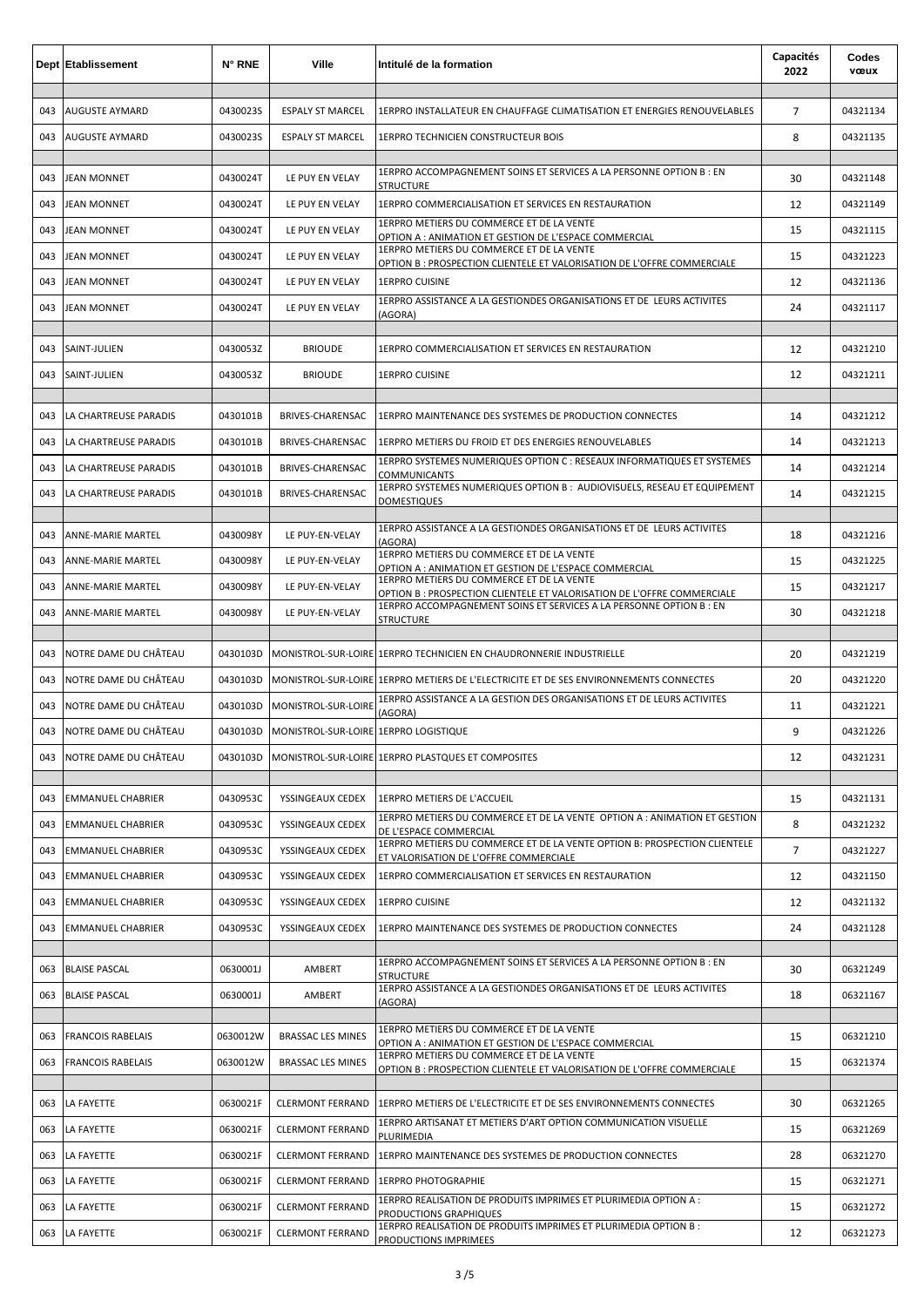| Dept | Etablissement | N° RNE | Ville | Intitulé de la formation | Capacités 2022 | Codes vœux |
|---|---|---|---|---|---|---|
| 043 | AUGUSTE AYMARD | 0430023S | ESPALY ST MARCEL | 1ERPRO INSTALLATEUR EN CHAUFFAGE CLIMATISATION ET ENERGIES RENOUVELABLES | 7 | 04321134 |
| 043 | AUGUSTE AYMARD | 0430023S | ESPALY ST MARCEL | 1ERPRO TECHNICIEN CONSTRUCTEUR BOIS | 8 | 04321135 |
| 043 | JEAN MONNET | 0430024T | LE PUY EN VELAY | 1ERPRO ACCOMPAGNEMENT SOINS ET SERVICES A LA PERSONNE OPTION B : EN STRUCTURE | 30 | 04321148 |
| 043 | JEAN MONNET | 0430024T | LE PUY EN VELAY | 1ERPRO COMMERCIALISATION ET SERVICES EN RESTAURATION | 12 | 04321149 |
| 043 | JEAN MONNET | 0430024T | LE PUY EN VELAY | 1ERPRO METIERS DU COMMERCE ET DE LA VENTE OPTION A : ANIMATION ET GESTION DE L'ESPACE COMMERCIAL | 15 | 04321115 |
| 043 | JEAN MONNET | 0430024T | LE PUY EN VELAY | 1ERPRO METIERS DU COMMERCE ET DE LA VENTE OPTION B : PROSPECTION CLIENTELE ET VALORISATION DE L'OFFRE COMMERCIALE | 15 | 04321223 |
| 043 | JEAN MONNET | 0430024T | LE PUY EN VELAY | 1ERPRO CUISINE | 12 | 04321136 |
| 043 | JEAN MONNET | 0430024T | LE PUY EN VELAY | 1ERPRO ASSISTANCE A LA GESTIONDES ORGANISATIONS ET DE LEURS ACTIVITES (AGORA) | 24 | 04321117 |
| 043 | SAINT-JULIEN | 0430053Z | BRIOUDE | 1ERPRO COMMERCIALISATION ET SERVICES EN RESTAURATION | 12 | 04321210 |
| 043 | SAINT-JULIEN | 0430053Z | BRIOUDE | 1ERPRO CUISINE | 12 | 04321211 |
| 043 | LA CHARTREUSE PARADIS | 0430101B | BRIVES-CHARENSAC | 1ERPRO MAINTENANCE DES SYSTEMES DE PRODUCTION CONNECTES | 14 | 04321212 |
| 043 | LA CHARTREUSE PARADIS | 0430101B | BRIVES-CHARENSAC | 1ERPRO METIERS DU FROID ET DES ENERGIES RENOUVELABLES | 14 | 04321213 |
| 043 | LA CHARTREUSE PARADIS | 0430101B | BRIVES-CHARENSAC | 1ERPRO SYSTEMES NUMERIQUES OPTION C : RESEAUX INFORMATIQUES ET SYSTEMES COMMUNICANTS | 14 | 04321214 |
| 043 | LA CHARTREUSE PARADIS | 0430101B | BRIVES-CHARENSAC | 1ERPRO SYSTEMES NUMERIQUES OPTION B : AUDIOVISUELS, RESEAU ET EQUIPEMENT DOMESTIQUES | 14 | 04321215 |
| 043 | ANNE-MARIE MARTEL | 0430098Y | LE PUY-EN-VELAY | 1ERPRO ASSISTANCE A LA GESTIONDES ORGANISATIONS ET DE LEURS ACTIVITES (AGORA) | 18 | 04321216 |
| 043 | ANNE-MARIE MARTEL | 0430098Y | LE PUY-EN-VELAY | 1ERPRO METIERS DU COMMERCE ET DE LA VENTE OPTION A : ANIMATION ET GESTION DE L'ESPACE COMMERCIAL | 15 | 04321225 |
| 043 | ANNE-MARIE MARTEL | 0430098Y | LE PUY-EN-VELAY | 1ERPRO METIERS DU COMMERCE ET DE LA VENTE OPTION B : PROSPECTION CLIENTELE ET VALORISATION DE L'OFFRE COMMERCIALE | 15 | 04321217 |
| 043 | ANNE-MARIE MARTEL | 0430098Y | LE PUY-EN-VELAY | 1ERPRO ACCOMPAGNEMENT SOINS ET SERVICES A LA PERSONNE OPTION B : EN STRUCTURE | 30 | 04321218 |
| 043 | NOTRE DAME DU CHÂTEAU | 0430103D | MONISTROL-SUR-LOIRE | 1ERPRO TECHNICIEN EN CHAUDRONNERIE INDUSTRIELLE | 20 | 04321219 |
| 043 | NOTRE DAME DU CHÂTEAU | 0430103D | MONISTROL-SUR-LOIRE | 1ERPRO METIERS DE L'ELECTRICITE ET DE SES ENVIRONNEMENTS CONNECTES | 20 | 04321220 |
| 043 | NOTRE DAME DU CHÂTEAU | 0430103D | MONISTROL-SUR-LOIRE | 1ERPRO ASSISTANCE A LA GESTION DES ORGANISATIONS ET DE LEURS ACTIVITES (AGORA) | 11 | 04321221 |
| 043 | NOTRE DAME DU CHÂTEAU | 0430103D | MONISTROL-SUR-LOIRE | 1ERPRO LOGISTIQUE | 9 | 04321226 |
| 043 | NOTRE DAME DU CHÂTEAU | 0430103D | MONISTROL-SUR-LOIRE | 1ERPRO PLASTQUES ET COMPOSITES | 12 | 04321231 |
| 043 | EMMANUEL CHABRIER | 0430953C | YSSINGEAUX CEDEX | 1ERPRO METIERS DE L'ACCUEIL | 15 | 04321131 |
| 043 | EMMANUEL CHABRIER | 0430953C | YSSINGEAUX CEDEX | 1ERPRO METIERS DU COMMERCE ET DE LA VENTE OPTION A : ANIMATION ET GESTION DE L'ESPACE COMMERCIAL | 8 | 04321232 |
| 043 | EMMANUEL CHABRIER | 0430953C | YSSINGEAUX CEDEX | 1ERPRO METIERS DU COMMERCE ET DE LA VENTE OPTION B: PROSPECTION CLIENTELE ET VALORISATION DE L'OFFRE COMMERCIALE | 7 | 04321227 |
| 043 | EMMANUEL CHABRIER | 0430953C | YSSINGEAUX CEDEX | 1ERPRO COMMERCIALISATION ET SERVICES EN RESTAURATION | 12 | 04321150 |
| 043 | EMMANUEL CHABRIER | 0430953C | YSSINGEAUX CEDEX | 1ERPRO CUISINE | 12 | 04321132 |
| 043 | EMMANUEL CHABRIER | 0430953C | YSSINGEAUX CEDEX | 1ERPRO MAINTENANCE DES SYSTEMES DE PRODUCTION CONNECTES | 24 | 04321128 |
| 063 | BLAISE PASCAL | 0630001J | AMBERT | 1ERPRO ACCOMPAGNEMENT SOINS ET SERVICES A LA PERSONNE OPTION B : EN STRUCTURE | 30 | 06321249 |
| 063 | BLAISE PASCAL | 0630001J | AMBERT | 1ERPRO ASSISTANCE A LA GESTIONDES ORGANISATIONS ET DE LEURS ACTIVITES (AGORA) | 18 | 06321167 |
| 063 | FRANCOIS RABELAIS | 0630012W | BRASSAC LES MINES | 1ERPRO METIERS DU COMMERCE ET DE LA VENTE OPTION A : ANIMATION ET GESTION DE L'ESPACE COMMERCIAL | 15 | 06321210 |
| 063 | FRANCOIS RABELAIS | 0630012W | BRASSAC LES MINES | 1ERPRO METIERS DU COMMERCE ET DE LA VENTE OPTION B : PROSPECTION CLIENTELE ET VALORISATION DE L'OFFRE COMMERCIALE | 15 | 06321374 |
| 063 | LA FAYETTE | 0630021F | CLERMONT FERRAND | 1ERPRO METIERS DE L'ELECTRICITE ET DE SES ENVIRONNEMENTS CONNECTES | 30 | 06321265 |
| 063 | LA FAYETTE | 0630021F | CLERMONT FERRAND | 1ERPRO ARTISANAT ET METIERS D'ART OPTION COMMUNICATION VISUELLE PLURIMEDIA | 15 | 06321269 |
| 063 | LA FAYETTE | 0630021F | CLERMONT FERRAND | 1ERPRO MAINTENANCE DES SYSTEMES DE PRODUCTION CONNECTES | 28 | 06321270 |
| 063 | LA FAYETTE | 0630021F | CLERMONT FERRAND | 1ERPRO PHOTOGRAPHIE | 15 | 06321271 |
| 063 | LA FAYETTE | 0630021F | CLERMONT FERRAND | 1ERPRO REALISATION DE PRODUITS IMPRIMES ET PLURIMEDIA OPTION A : PRODUCTIONS GRAPHIQUES | 15 | 06321272 |
| 063 | LA FAYETTE | 0630021F | CLERMONT FERRAND | 1ERPRO REALISATION DE PRODUITS IMPRIMES ET PLURIMEDIA OPTION B : PRODUCTIONS IMPRIMEES | 12 | 06321273 |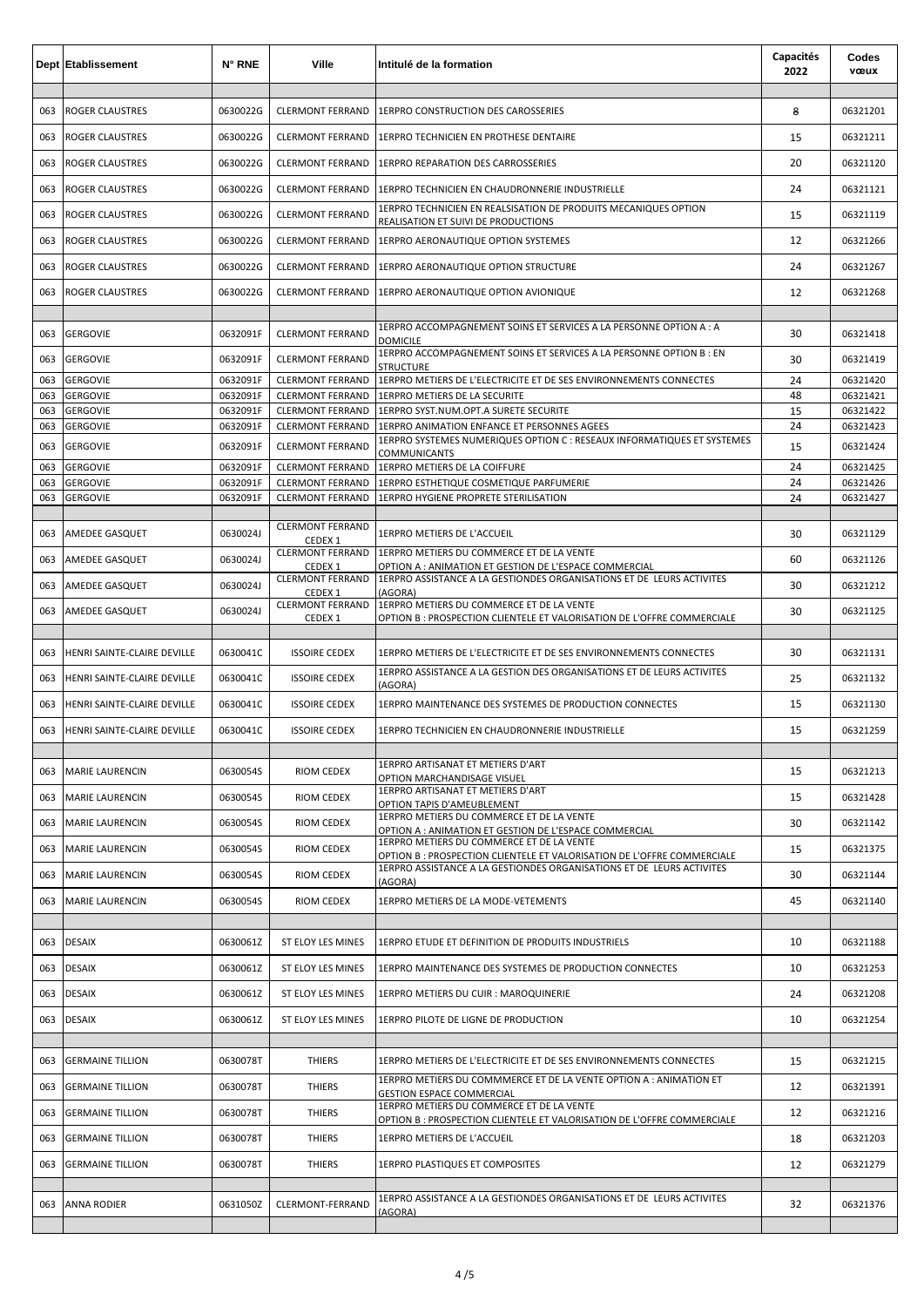| Dept | Etablissement | N° RNE | Ville | Intitulé de la formation | Capacités 2022 | Codes vœux |
|---|---|---|---|---|---|---|
| | | | | | | |
| 063 | ROGER CLAUSTRES | 0630022G | CLERMONT FERRAND | 1ERPRO CONSTRUCTION DES CAROSSERIES | 8 | 06321201 |
| 063 | ROGER CLAUSTRES | 0630022G | CLERMONT FERRAND | 1ERPRO TECHNICIEN EN PROTHESE DENTAIRE | 15 | 06321211 |
| 063 | ROGER CLAUSTRES | 0630022G | CLERMONT FERRAND | 1ERPRO REPARATION DES CARROSSERIES | 20 | 06321120 |
| 063 | ROGER CLAUSTRES | 0630022G | CLERMONT FERRAND | 1ERPRO TECHNICIEN EN CHAUDRONNERIE INDUSTRIELLE | 24 | 06321121 |
| 063 | ROGER CLAUSTRES | 0630022G | CLERMONT FERRAND | 1ERPRO TECHNICIEN EN REALSISATION DE PRODUITS MECANIQUES OPTION REALISATION ET SUIVI DE PRODUCTIONS | 15 | 06321119 |
| 063 | ROGER CLAUSTRES | 0630022G | CLERMONT FERRAND | 1ERPRO AERONAUTIQUE OPTION SYSTEMES | 12 | 06321266 |
| 063 | ROGER CLAUSTRES | 0630022G | CLERMONT FERRAND | 1ERPRO AERONAUTIQUE OPTION STRUCTURE | 24 | 06321267 |
| 063 | ROGER CLAUSTRES | 0630022G | CLERMONT FERRAND | 1ERPRO AERONAUTIQUE OPTION AVIONIQUE | 12 | 06321268 |
| | | | | | | |
| 063 | GERGOVIE | 0632091F | CLERMONT FERRAND | 1ERPRO ACCOMPAGNEMENT SOINS ET SERVICES A LA PERSONNE OPTION A : A DOMICILE | 30 | 06321418 |
| 063 | GERGOVIE | 0632091F | CLERMONT FERRAND | 1ERPRO ACCOMPAGNEMENT SOINS ET SERVICES A LA PERSONNE OPTION B : EN STRUCTURE | 30 | 06321419 |
| 063 | GERGOVIE | 0632091F | CLERMONT FERRAND | 1ERPRO METIERS DE L'ELECTRICITE ET DE SES ENVIRONNEMENTS CONNECTES | 24 | 06321420 |
| 063 | GERGOVIE | 0632091F | CLERMONT FERRAND | 1ERPRO METIERS DE LA SECURITE | 48 | 06321421 |
| 063 | GERGOVIE | 0632091F | CLERMONT FERRAND | 1ERPRO SYST.NUM.OPT.A SURETE SECURITE | 15 | 06321422 |
| 063 | GERGOVIE | 0632091F | CLERMONT FERRAND | 1ERPRO ANIMATION ENFANCE ET PERSONNES AGEES | 24 | 06321423 |
| 063 | GERGOVIE | 0632091F | CLERMONT FERRAND | 1ERPRO SYSTEMES NUMERIQUES OPTION C : RESEAUX INFORMATIQUES ET SYSTEMES COMMUNICANTS | 15 | 06321424 |
| 063 | GERGOVIE | 0632091F | CLERMONT FERRAND | 1ERPRO METIERS DE LA COIFFURE | 24 | 06321425 |
| 063 | GERGOVIE | 0632091F | CLERMONT FERRAND | 1ERPRO ESTHETIQUE COSMETIQUE PARFUMERIE | 24 | 06321426 |
| 063 | GERGOVIE | 0632091F | CLERMONT FERRAND | 1ERPRO HYGIENE PROPRETE STERILISATION | 24 | 06321427 |
| | | | | | | |
| 063 | AMEDEE GASQUET | 0630024J | CLERMONT FERRAND CEDEX 1 | 1ERPRO METIERS DE L'ACCUEIL | 30 | 06321129 |
| 063 | AMEDEE GASQUET | 0630024J | CLERMONT FERRAND CEDEX 1 | 1ERPRO METIERS DU COMMERCE ET DE LA VENTE OPTION A : ANIMATION ET GESTION DE L'ESPACE COMMERCIAL | 60 | 06321126 |
| 063 | AMEDEE GASQUET | 0630024J | CLERMONT FERRAND CEDEX 1 | 1ERPRO ASSISTANCE A LA GESTIONDES ORGANISATIONS ET DE LEURS ACTIVITES (AGORA) | 30 | 06321212 |
| 063 | AMEDEE GASQUET | 0630024J | CLERMONT FERRAND CEDEX 1 | 1ERPRO METIERS DU COMMERCE ET DE LA VENTE OPTION B : PROSPECTION CLIENTELE ET VALORISATION DE L'OFFRE COMMERCIALE | 30 | 06321125 |
| | | | | | | |
| 063 | HENRI SAINTE-CLAIRE DEVILLE | 0630041C | ISSOIRE CEDEX | 1ERPRO METIERS DE L'ELECTRICITE ET DE SES ENVIRONNEMENTS CONNECTES | 30 | 06321131 |
| 063 | HENRI SAINTE-CLAIRE DEVILLE | 0630041C | ISSOIRE CEDEX | 1ERPRO ASSISTANCE A LA GESTION DES ORGANISATIONS ET DE LEURS ACTIVITES (AGORA) | 25 | 06321132 |
| 063 | HENRI SAINTE-CLAIRE DEVILLE | 0630041C | ISSOIRE CEDEX | 1ERPRO MAINTENANCE DES SYSTEMES DE PRODUCTION CONNECTES | 15 | 06321130 |
| 063 | HENRI SAINTE-CLAIRE DEVILLE | 0630041C | ISSOIRE CEDEX | 1ERPRO TECHNICIEN EN CHAUDRONNERIE INDUSTRIELLE | 15 | 06321259 |
| | | | | | | |
| 063 | MARIE LAURENCIN | 0630054S | RIOM CEDEX | 1ERPRO ARTISANAT ET METIERS D'ART OPTION MARCHANDISAGE VISUEL | 15 | 06321213 |
| 063 | MARIE LAURENCIN | 0630054S | RIOM CEDEX | 1ERPRO ARTISANAT ET METIERS D'ART OPTION TAPIS D'AMEUBLEMENT | 15 | 06321428 |
| 063 | MARIE LAURENCIN | 0630054S | RIOM CEDEX | 1ERPRO METIERS DU COMMERCE ET DE LA VENTE OPTION A : ANIMATION ET GESTION DE L'ESPACE COMMERCIAL | 30 | 06321142 |
| 063 | MARIE LAURENCIN | 0630054S | RIOM CEDEX | 1ERPRO METIERS DU COMMERCE ET DE LA VENTE OPTION B : PROSPECTION CLIENTELE ET VALORISATION DE L'OFFRE COMMERCIALE | 15 | 06321375 |
| 063 | MARIE LAURENCIN | 0630054S | RIOM CEDEX | 1ERPRO ASSISTANCE A LA GESTIONDES ORGANISATIONS ET DE LEURS ACTIVITES (AGORA) | 30 | 06321144 |
| 063 | MARIE LAURENCIN | 0630054S | RIOM CEDEX | 1ERPRO METIERS DE LA MODE-VETEMENTS | 45 | 06321140 |
| | | | | | | |
| 063 | DESAIX | 0630061Z | ST ELOY LES MINES | 1ERPRO ETUDE ET DEFINITION DE PRODUITS INDUSTRIELS | 10 | 06321188 |
| 063 | DESAIX | 0630061Z | ST ELOY LES MINES | 1ERPRO MAINTENANCE DES SYSTEMES DE PRODUCTION CONNECTES | 10 | 06321253 |
| 063 | DESAIX | 0630061Z | ST ELOY LES MINES | 1ERPRO METIERS DU CUIR : MAROQUINERIE | 24 | 06321208 |
| 063 | DESAIX | 0630061Z | ST ELOY LES MINES | 1ERPRO PILOTE DE LIGNE DE PRODUCTION | 10 | 06321254 |
| | | | | | | |
| 063 | GERMAINE TILLION | 0630078T | THIERS | 1ERPRO METIERS DE L'ELECTRICITE ET DE SES ENVIRONNEMENTS CONNECTES | 15 | 06321215 |
| 063 | GERMAINE TILLION | 0630078T | THIERS | 1ERPRO METIERS DU COMMMERCE ET DE LA VENTE OPTION A : ANIMATION ET GESTION ESPACE COMMERCIAL | 12 | 06321391 |
| 063 | GERMAINE TILLION | 0630078T | THIERS | 1ERPRO METIERS DU COMMERCE ET DE LA VENTE OPTION B : PROSPECTION CLIENTELE ET VALORISATION DE L'OFFRE COMMERCIALE | 12 | 06321216 |
| 063 | GERMAINE TILLION | 0630078T | THIERS | 1ERPRO METIERS DE L'ACCUEIL | 18 | 06321203 |
| 063 | GERMAINE TILLION | 0630078T | THIERS | 1ERPRO PLASTIQUES ET COMPOSITES | 12 | 06321279 |
| | | | | | | |
| 063 | ANNA RODIER | 0631050Z | CLERMONT-FERRAND | 1ERPRO ASSISTANCE A LA GESTIONDES ORGANISATIONS ET DE LEURS ACTIVITES (AGORA) | 32 | 06321376 |
| | | | | | | |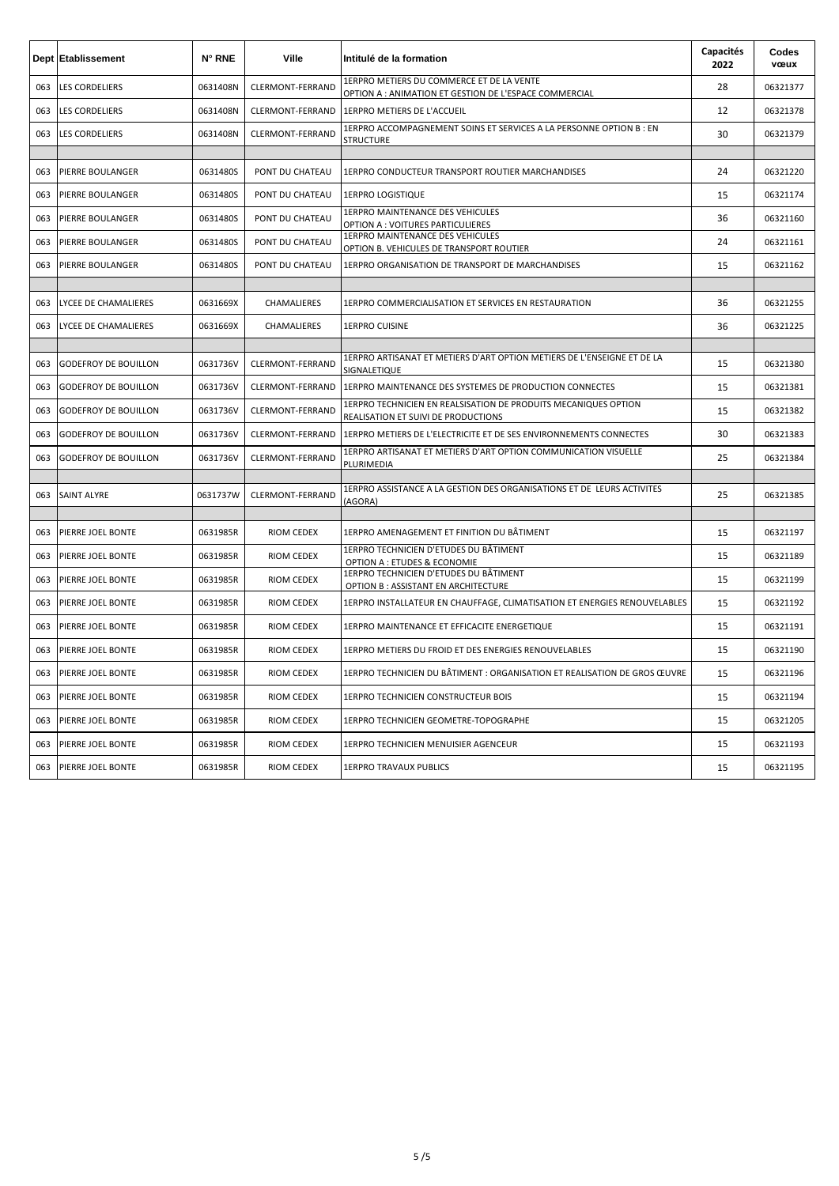| Dept | Etablissement | N° RNE | Ville | Intitulé de la formation | Capacités 2022 | Codes vœux |
|---|---|---|---|---|---|---|
| 063 | LES CORDELIERS | 0631408N | CLERMONT-FERRAND | 1ERPRO METIERS DU COMMERCE ET DE LA VENTE OPTION A : ANIMATION ET GESTION DE L'ESPACE COMMERCIAL | 28 | 06321377 |
| 063 | LES CORDELIERS | 0631408N | CLERMONT-FERRAND | 1ERPRO METIERS DE L'ACCUEIL | 12 | 06321378 |
| 063 | LES CORDELIERS | 0631408N | CLERMONT-FERRAND | 1ERPRO ACCOMPAGNEMENT SOINS ET SERVICES A LA PERSONNE OPTION B : EN STRUCTURE | 30 | 06321379 |
| | | | | | | |
| 063 | PIERRE BOULANGER | 0631480S | PONT DU CHATEAU | 1ERPRO CONDUCTEUR TRANSPORT ROUTIER MARCHANDISES | 24 | 06321220 |
| 063 | PIERRE BOULANGER | 0631480S | PONT DU CHATEAU | 1ERPRO LOGISTIQUE | 15 | 06321174 |
| 063 | PIERRE BOULANGER | 0631480S | PONT DU CHATEAU | 1ERPRO MAINTENANCE DES VEHICULES OPTION A : VOITURES PARTICULIERES | 36 | 06321160 |
| 063 | PIERRE BOULANGER | 0631480S | PONT DU CHATEAU | 1ERPRO MAINTENANCE DES VEHICULES OPTION B. VEHICULES DE TRANSPORT ROUTIER | 24 | 06321161 |
| 063 | PIERRE BOULANGER | 0631480S | PONT DU CHATEAU | 1ERPRO ORGANISATION DE TRANSPORT DE MARCHANDISES | 15 | 06321162 |
| | | | | | | |
| 063 | LYCEE DE CHAMALIERES | 0631669X | CHAMALIERES | 1ERPRO COMMERCIALISATION ET SERVICES EN RESTAURATION | 36 | 06321255 |
| 063 | LYCEE DE CHAMALIERES | 0631669X | CHAMALIERES | 1ERPRO CUISINE | 36 | 06321225 |
| | | | | | | |
| 063 | GODEFROY DE BOUILLON | 0631736V | CLERMONT-FERRAND | 1ERPRO ARTISANAT ET METIERS D'ART OPTION METIERS DE L'ENSEIGNE ET DE LA SIGNALETIQUE | 15 | 06321380 |
| 063 | GODEFROY DE BOUILLON | 0631736V | CLERMONT-FERRAND | 1ERPRO MAINTENANCE DES SYSTEMES DE PRODUCTION CONNECTES | 15 | 06321381 |
| 063 | GODEFROY DE BOUILLON | 0631736V | CLERMONT-FERRAND | 1ERPRO TECHNICIEN EN REALSISATION DE PRODUITS MECANIQUES OPTION REALISATION ET SUIVI DE PRODUCTIONS | 15 | 06321382 |
| 063 | GODEFROY DE BOUILLON | 0631736V | CLERMONT-FERRAND | 1ERPRO METIERS DE L'ELECTRICITE ET DE SES ENVIRONNEMENTS CONNECTES | 30 | 06321383 |
| 063 | GODEFROY DE BOUILLON | 0631736V | CLERMONT-FERRAND | 1ERPRO ARTISANAT ET METIERS D'ART OPTION COMMUNICATION VISUELLE PLURIMEDIA | 25 | 06321384 |
| | | | | | | |
| 063 | SAINT ALYRE | 0631737W | CLERMONT-FERRAND | 1ERPRO ASSISTANCE A LA GESTION DES ORGANISATIONS ET DE LEURS ACTIVITES (AGORA) | 25 | 06321385 |
| | | | | | | |
| 063 | PIERRE JOEL BONTE | 0631985R | RIOM CEDEX | 1ERPRO AMENAGEMENT ET FINITION DU BÂTIMENT | 15 | 06321197 |
| 063 | PIERRE JOEL BONTE | 0631985R | RIOM CEDEX | 1ERPRO TECHNICIEN D'ETUDES DU BÂTIMENT OPTION A : ETUDES & ECONOMIE | 15 | 06321189 |
| 063 | PIERRE JOEL BONTE | 0631985R | RIOM CEDEX | 1ERPRO TECHNICIEN D'ETUDES DU BÂTIMENT OPTION B : ASSISTANT EN ARCHITECTURE | 15 | 06321199 |
| 063 | PIERRE JOEL BONTE | 0631985R | RIOM CEDEX | 1ERPRO INSTALLATEUR EN CHAUFFAGE, CLIMATISATION ET ENERGIES RENOUVELABLES | 15 | 06321192 |
| 063 | PIERRE JOEL BONTE | 0631985R | RIOM CEDEX | 1ERPRO MAINTENANCE ET EFFICACITE ENERGETIQUE | 15 | 06321191 |
| 063 | PIERRE JOEL BONTE | 0631985R | RIOM CEDEX | 1ERPRO METIERS DU FROID ET DES ENERGIES RENOUVELABLES | 15 | 06321190 |
| 063 | PIERRE JOEL BONTE | 0631985R | RIOM CEDEX | 1ERPRO TECHNICIEN DU BÂTIMENT : ORGANISATION ET REALISATION DE GROS ŒUVRE | 15 | 06321196 |
| 063 | PIERRE JOEL BONTE | 0631985R | RIOM CEDEX | 1ERPRO TECHNICIEN CONSTRUCTEUR BOIS | 15 | 06321194 |
| 063 | PIERRE JOEL BONTE | 0631985R | RIOM CEDEX | 1ERPRO TECHNICIEN GEOMETRE-TOPOGRAPHE | 15 | 06321205 |
| 063 | PIERRE JOEL BONTE | 0631985R | RIOM CEDEX | 1ERPRO TECHNICIEN MENUISIER AGENCEUR | 15 | 06321193 |
| 063 | PIERRE JOEL BONTE | 0631985R | RIOM CEDEX | 1ERPRO TRAVAUX PUBLICS | 15 | 06321195 |